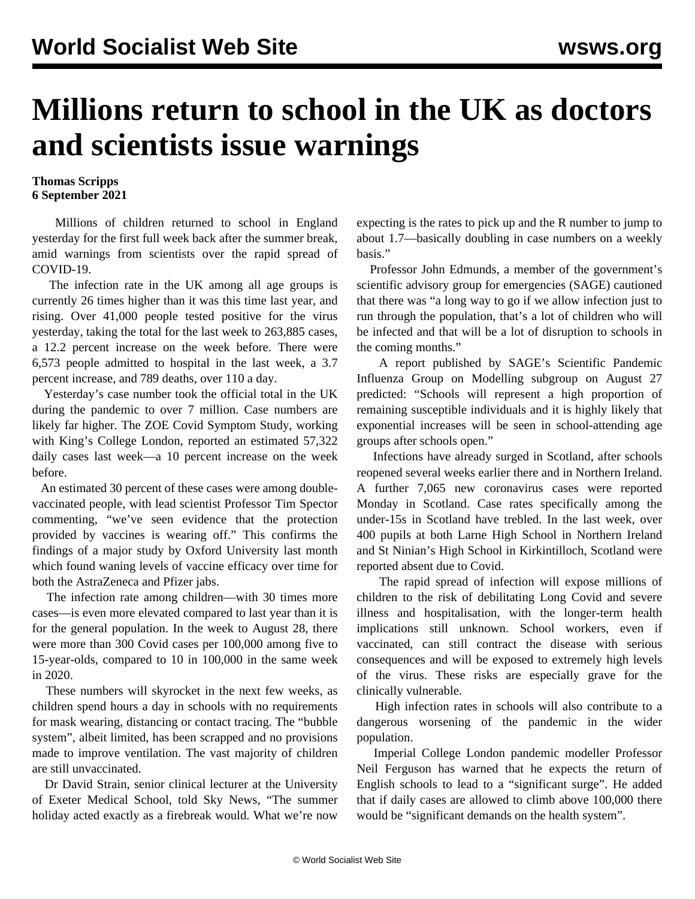# Millions return to school in the UK as doctors and scientists issue warnings

**Thomas Scripps**
**6 September 2021**

Millions of children returned to school in England yesterday for the first full week back after the summer break, amid warnings from scientists over the rapid spread of COVID-19.

The infection rate in the UK among all age groups is currently 26 times higher than it was this time last year, and rising. Over 41,000 people tested positive for the virus yesterday, taking the total for the last week to 263,885 cases, a 12.2 percent increase on the week before. There were 6,573 people admitted to hospital in the last week, a 3.7 percent increase, and 789 deaths, over 110 a day.

Yesterday's case number took the official total in the UK during the pandemic to over 7 million. Case numbers are likely far higher. The ZOE Covid Symptom Study, working with King's College London, reported an estimated 57,322 daily cases last week—a 10 percent increase on the week before.

An estimated 30 percent of these cases were among double-vaccinated people, with lead scientist Professor Tim Spector commenting, "we've seen evidence that the protection provided by vaccines is wearing off." This confirms the findings of a major study by Oxford University last month which found waning levels of vaccine efficacy over time for both the AstraZeneca and Pfizer jabs.

The infection rate among children—with 30 times more cases—is even more elevated compared to last year than it is for the general population. In the week to August 28, there were more than 300 Covid cases per 100,000 among five to 15-year-olds, compared to 10 in 100,000 in the same week in 2020.

These numbers will skyrocket in the next few weeks, as children spend hours a day in schools with no requirements for mask wearing, distancing or contact tracing. The "bubble system", albeit limited, has been scrapped and no provisions made to improve ventilation. The vast majority of children are still unvaccinated.

Dr David Strain, senior clinical lecturer at the University of Exeter Medical School, told Sky News, "The summer holiday acted exactly as a firebreak would. What we're now expecting is the rates to pick up and the R number to jump to about 1.7—basically doubling in case numbers on a weekly basis."

Professor John Edmunds, a member of the government's scientific advisory group for emergencies (SAGE) cautioned that there was "a long way to go if we allow infection just to run through the population, that's a lot of children who will be infected and that will be a lot of disruption to schools in the coming months."

A report published by SAGE's Scientific Pandemic Influenza Group on Modelling subgroup on August 27 predicted: "Schools will represent a high proportion of remaining susceptible individuals and it is highly likely that exponential increases will be seen in school-attending age groups after schools open."

Infections have already surged in Scotland, after schools reopened several weeks earlier there and in Northern Ireland. A further 7,065 new coronavirus cases were reported Monday in Scotland. Case rates specifically among the under-15s in Scotland have trebled. In the last week, over 400 pupils at both Larne High School in Northern Ireland and St Ninian's High School in Kirkintilloch, Scotland were reported absent due to Covid.

The rapid spread of infection will expose millions of children to the risk of debilitating Long Covid and severe illness and hospitalisation, with the longer-term health implications still unknown. School workers, even if vaccinated, can still contract the disease with serious consequences and will be exposed to extremely high levels of the virus. These risks are especially grave for the clinically vulnerable.

High infection rates in schools will also contribute to a dangerous worsening of the pandemic in the wider population.

Imperial College London pandemic modeller Professor Neil Ferguson has warned that he expects the return of English schools to lead to a "significant surge". He added that if daily cases are allowed to climb above 100,000 there would be "significant demands on the health system".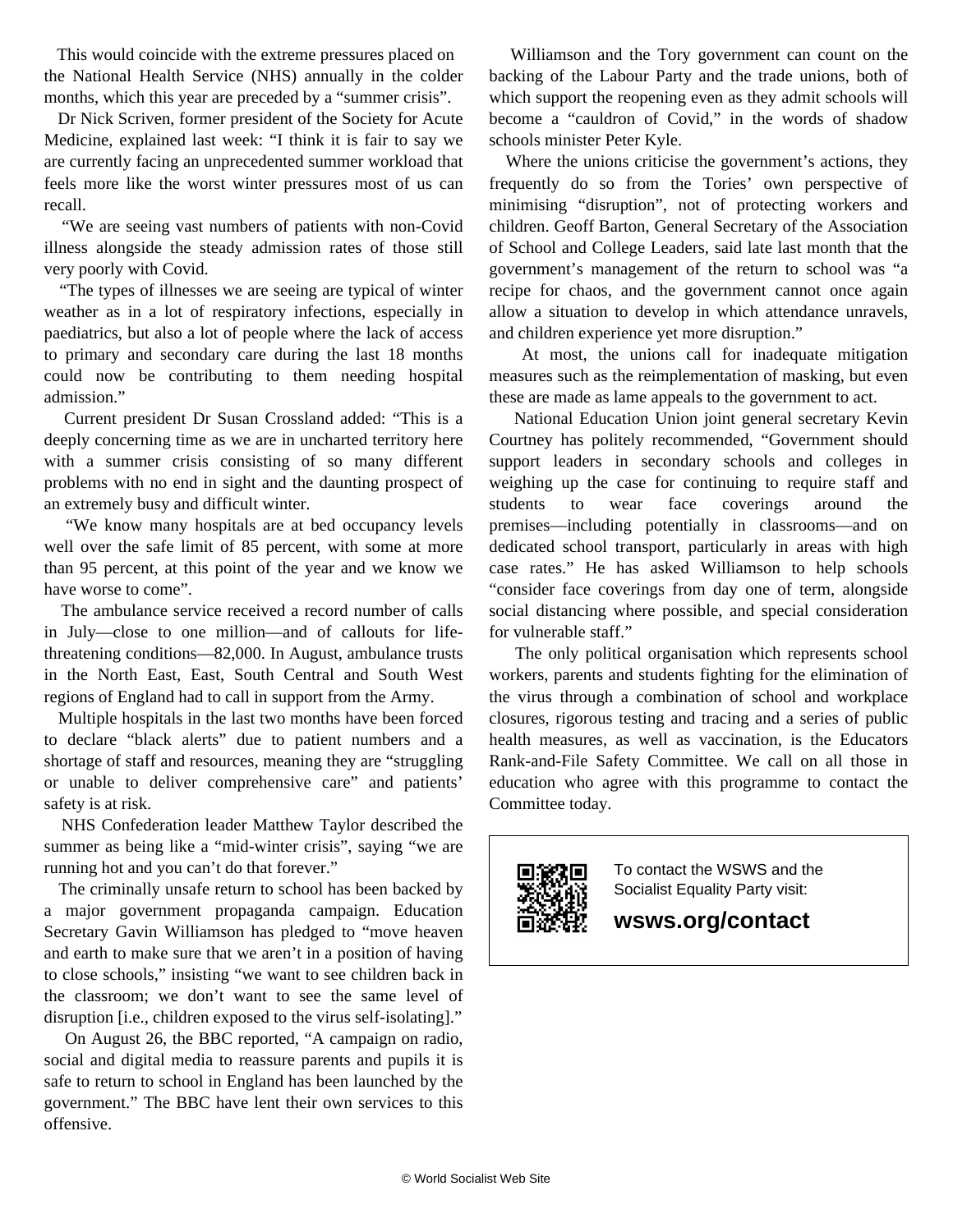This would coincide with the extreme pressures placed on the National Health Service (NHS) annually in the colder months, which this year are preceded by a "summer crisis".

Dr Nick Scriven, former president of the Society for Acute Medicine, explained last week: "I think it is fair to say we are currently facing an unprecedented summer workload that feels more like the worst winter pressures most of us can recall.

"We are seeing vast numbers of patients with non-Covid illness alongside the steady admission rates of those still very poorly with Covid.

"The types of illnesses we are seeing are typical of winter weather as in a lot of respiratory infections, especially in paediatrics, but also a lot of people where the lack of access to primary and secondary care during the last 18 months could now be contributing to them needing hospital admission."

Current president Dr Susan Crossland added: "This is a deeply concerning time as we are in uncharted territory here with a summer crisis consisting of so many different problems with no end in sight and the daunting prospect of an extremely busy and difficult winter.

"We know many hospitals are at bed occupancy levels well over the safe limit of 85 percent, with some at more than 95 percent, at this point of the year and we know we have worse to come".

The ambulance service received a record number of calls in July—close to one million—and of callouts for life-threatening conditions—82,000. In August, ambulance trusts in the North East, East, South Central and South West regions of England had to call in support from the Army.

Multiple hospitals in the last two months have been forced to declare "black alerts" due to patient numbers and a shortage of staff and resources, meaning they are "struggling or unable to deliver comprehensive care" and patients' safety is at risk.

NHS Confederation leader Matthew Taylor described the summer as being like a "mid-winter crisis", saying "we are running hot and you can't do that forever."

The criminally unsafe return to school has been backed by a major government propaganda campaign. Education Secretary Gavin Williamson has pledged to "move heaven and earth to make sure that we aren't in a position of having to close schools," insisting "we want to see children back in the classroom; we don't want to see the same level of disruption [i.e., children exposed to the virus self-isolating]."

On August 26, the BBC reported, "A campaign on radio, social and digital media to reassure parents and pupils it is safe to return to school in England has been launched by the government." The BBC have lent their own services to this offensive.

Williamson and the Tory government can count on the backing of the Labour Party and the trade unions, both of which support the reopening even as they admit schools will become a "cauldron of Covid," in the words of shadow schools minister Peter Kyle.

Where the unions criticise the government's actions, they frequently do so from the Tories' own perspective of minimising "disruption", not of protecting workers and children. Geoff Barton, General Secretary of the Association of School and College Leaders, said late last month that the government's management of the return to school was "a recipe for chaos, and the government cannot once again allow a situation to develop in which attendance unravels, and children experience yet more disruption."

At most, the unions call for inadequate mitigation measures such as the reimplementation of masking, but even these are made as lame appeals to the government to act.

National Education Union joint general secretary Kevin Courtney has politely recommended, "Government should support leaders in secondary schools and colleges in weighing up the case for continuing to require staff and students to wear face coverings around the premises—including potentially in classrooms—and on dedicated school transport, particularly in areas with high case rates." He has asked Williamson to help schools "consider face coverings from day one of term, alongside social distancing where possible, and special consideration for vulnerable staff."

The only political organisation which represents school workers, parents and students fighting for the elimination of the virus through a combination of school and workplace closures, rigorous testing and tracing and a series of public health measures, as well as vaccination, is the Educators Rank-and-File Safety Committee. We call on all those in education who agree with this programme to contact the Committee today.

To contact the WSWS and the Socialist Equality Party visit:

**wsws.org/contact**